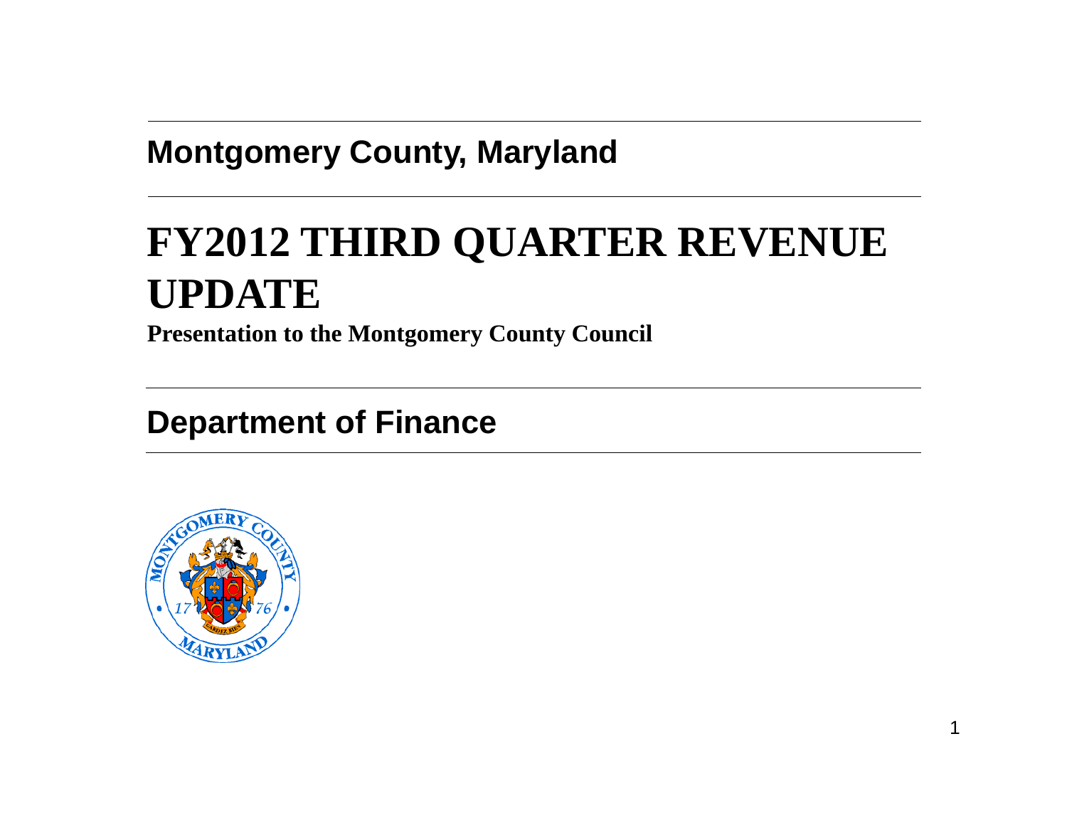**Montgomery County, Maryland**

# FY2012 THIRD QUARTER REVENUE UPDATE

**Presentation to the Montgomery County Council**

**Department of Finance**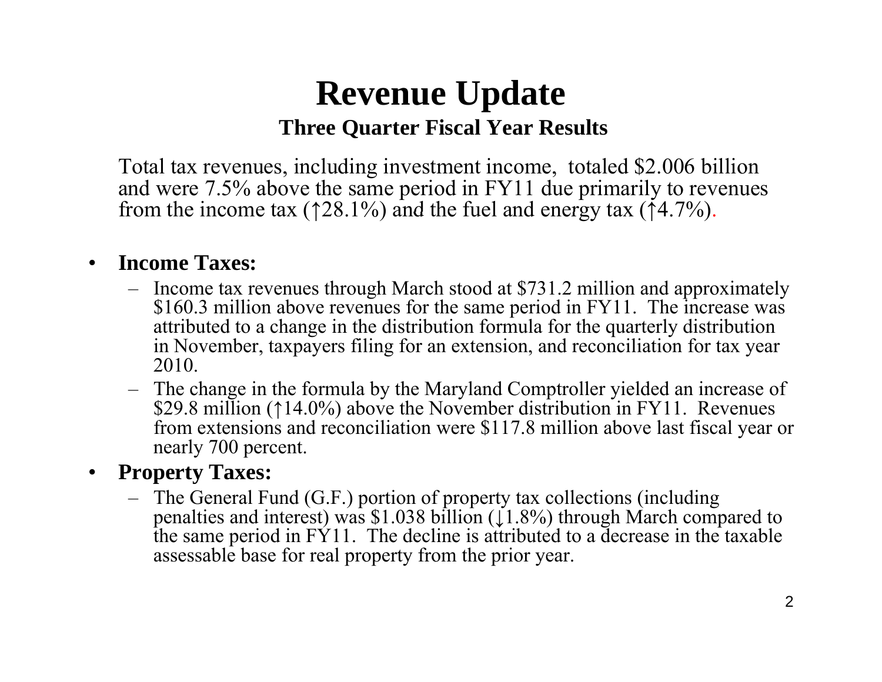# Revenue Update

### Three Quarter Fiscal Year Results

Total tax revenues, including investment income, totaled $2.006 billion and were 7.5% above the same period in FY11 due primarily to revenues from the income tax (↑28.1%) and the fuel and energy tax (↑4.7%).

- **Income Taxes:**
  - Income tax revenues through March stood at $731.2 million and approximately $160.3 million above revenues for the same period in FY11. The increase was attributed to a change in the distribution formula for the quarterly distribution in November, taxpayers filing for an extension, and reconciliation for tax year 2010.
  - The change in the formula by the Maryland Comptroller yielded an increase of $29.8 million (↑14.0%) above the November distribution in FY11. Revenues from extensions and reconciliation were $117.8 million above last fiscal year or nearly 700 percent.
- **Property Taxes:**
  - The General Fund (G.F.) portion of property tax collections (including penalties and interest) was $1.038 billion (↓1.8%) through March compared to the same period in FY11. The decline is attributed to a decrease in the taxable assessable base for real property from the prior year.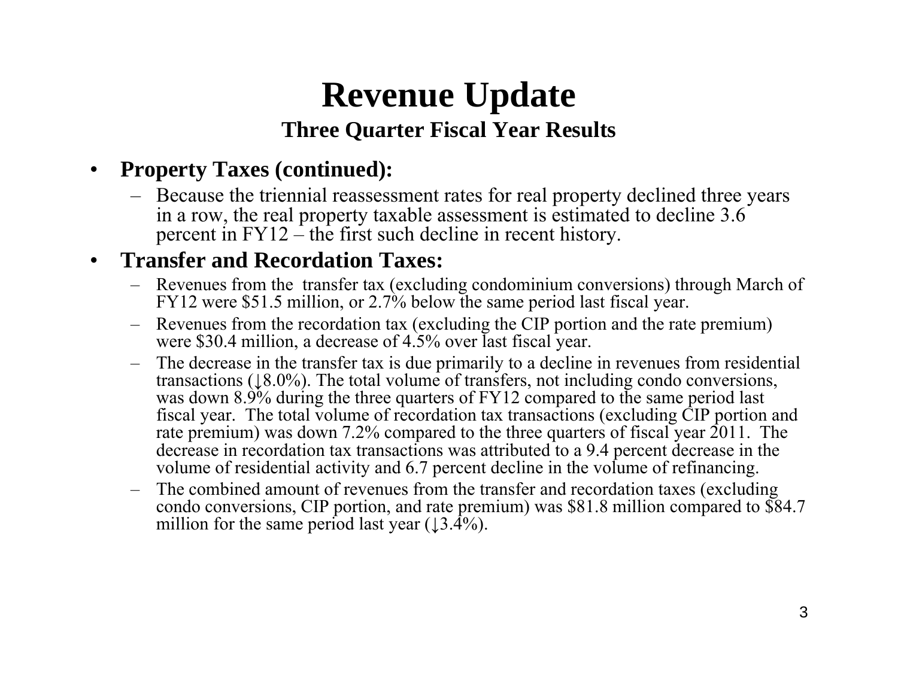# Revenue Update

## Three Quarter Fiscal Year Results

- **Property Taxes (continued):**
  - Because the triennial reassessment rates for real property declined three years in a row, the real property taxable assessment is estimated to decline 3.6 percent in FY12 – the first such decline in recent history.
- **Transfer and Recordation Taxes:**
  - Revenues from the transfer tax (excluding condominium conversions) through March of FY12 were $51.5 million, or 2.7% below the same period last fiscal year.
  - Revenues from the recordation tax (excluding the CIP portion and the rate premium) were $30.4 million, a decrease of 4.5% over last fiscal year.
  - The decrease in the transfer tax is due primarily to a decline in revenues from residential transactions (↓8.0%). The total volume of transfers, not including condo conversions, was down 8.9% during the three quarters of FY12 compared to the same period last fiscal year. The total volume of recordation tax transactions (excluding CIP portion and rate premium) was down 7.2% compared to the three quarters of fiscal year 2011. The decrease in recordation tax transactions was attributed to a 9.4 percent decrease in the volume of residential activity and 6.7 percent decline in the volume of refinancing.
  - The combined amount of revenues from the transfer and recordation taxes (excluding condo conversions, CIP portion, and rate premium) was $81.8 million compared to $84.7 million for the same period last year (↓3.4%).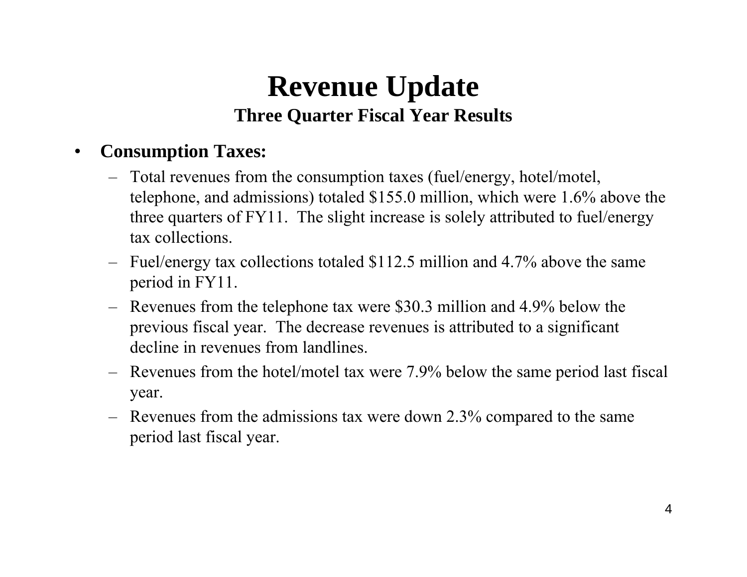# Revenue Update

### Three Quarter Fiscal Year Results

- **Consumption Taxes:**
  - Total revenues from the consumption taxes (fuel/energy, hotel/motel, telephone, and admissions) totaled $155.0 million, which were 1.6% above the three quarters of FY11. The slight increase is solely attributed to fuel/energy tax collections.
  - Fuel/energy tax collections totaled $112.5 million and 4.7% above the same period in FY11.
  - Revenues from the telephone tax were $30.3 million and 4.9% below the previous fiscal year. The decrease revenues is attributed to a significant decline in revenues from landlines.
  - Revenues from the hotel/motel tax were 7.9% below the same period last fiscal year.
  - Revenues from the admissions tax were down 2.3% compared to the same period last fiscal year.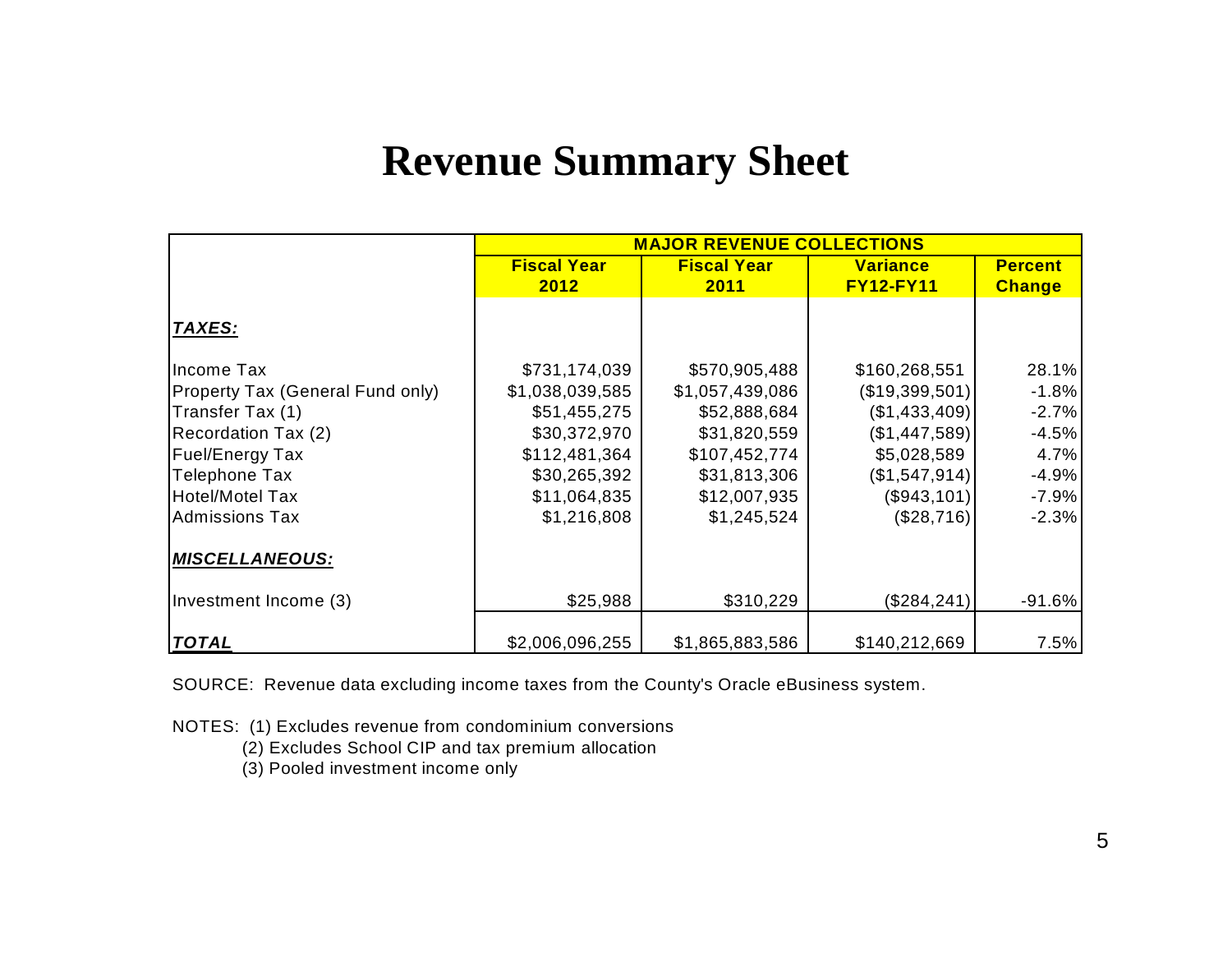# Revenue Summary Sheet

| | MAJOR REVENUE COLLECTIONS | | | |
|---|---|---|---|---|
| | Fiscal Year 2012 | Fiscal Year 2011 | Variance FY12-FY11 | Percent Change |
| ***TAXES:*** | | | | |
| Income Tax | $731,174,039 | $570,905,488 | $160,268,551 | 28.1% |
| Property Tax (General Fund only) | $1,038,039,585 | $1,057,439,086 | ($19,399,501) | -1.8% |
| Transfer Tax (1) | $51,455,275 | $52,888,684 | ($1,433,409) | -2.7% |
| Recordation Tax (2) | $30,372,970 | $31,820,559 | ($1,447,589) | -4.5% |
| Fuel/Energy Tax | $112,481,364 | $107,452,774 | $5,028,589 | 4.7% |
| Telephone Tax | $30,265,392 | $31,813,306 | ($1,547,914) | -4.9% |
| Hotel/Motel Tax | $11,064,835 | $12,007,935 | ($943,101) | -7.9% |
| Admissions Tax | $1,216,808 | $1,245,524 | ($28,716) | -2.3% |
| ***MISCELLANEOUS:*** | | | | |
| Investment Income (3) | $25,988 | $310,229 | ($284,241) | -91.6% |
| ***TOTAL*** | $2,006,096,255 | $1,865,883,586 | $140,212,669 | 7.5% |

SOURCE: Revenue data excluding income taxes from the County's Oracle eBusiness system.

NOTES: (1) Excludes revenue from condominium conversions
(2) Excludes School CIP and tax premium allocation
(3) Pooled investment income only